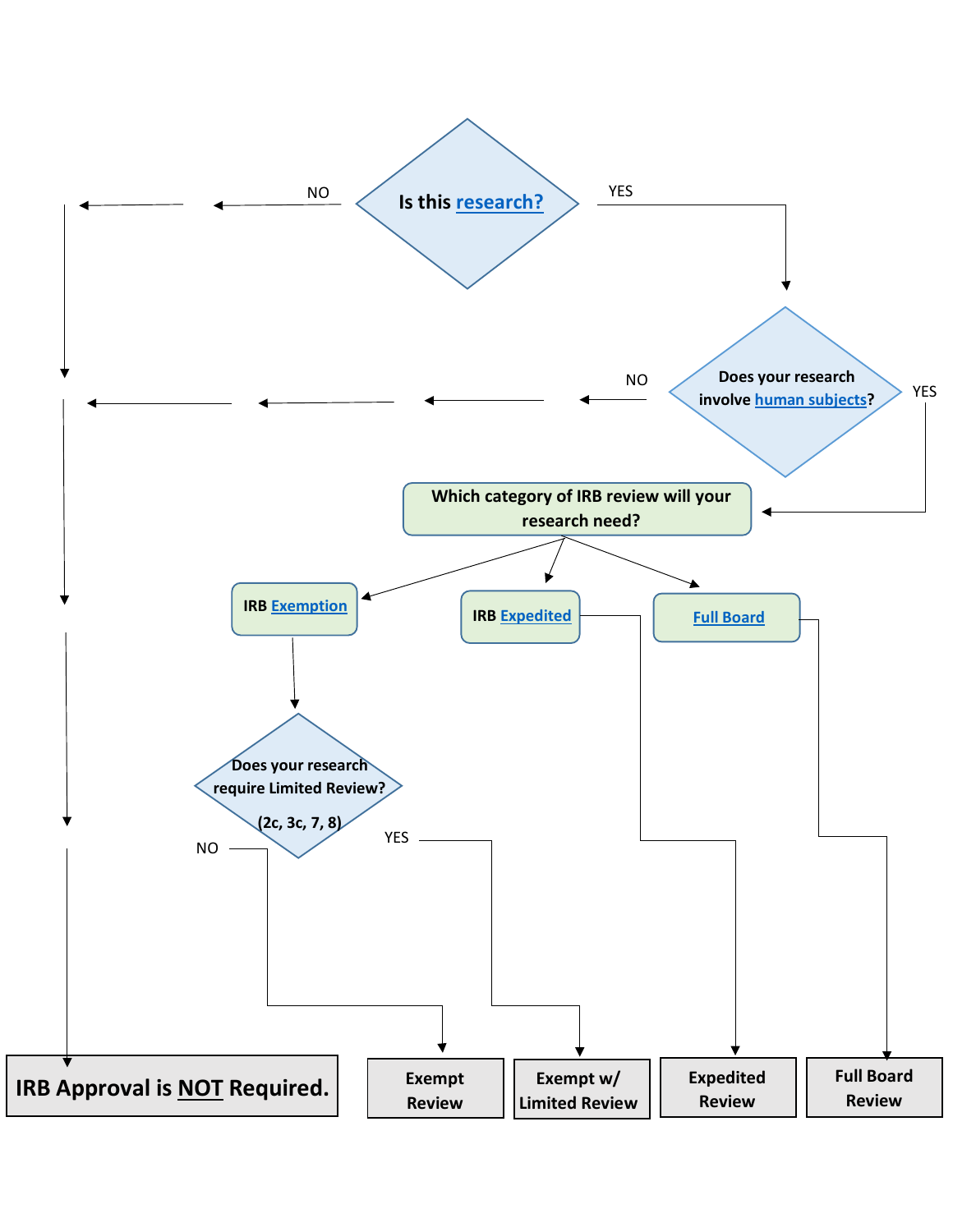Is this research?

NO

YES

Does your research involve human subjects?

NO

YES

Which category of IRB review will your research need?

IRB Exemption

IRB Expedited

Full Board

Does your research require Limited Review? (2c, 3c, 7, 8)

NO

YES

IRB Approval is NOT Required.

Exempt Review

Exempt w/ Limited Review

Expedited Review

Full Board Review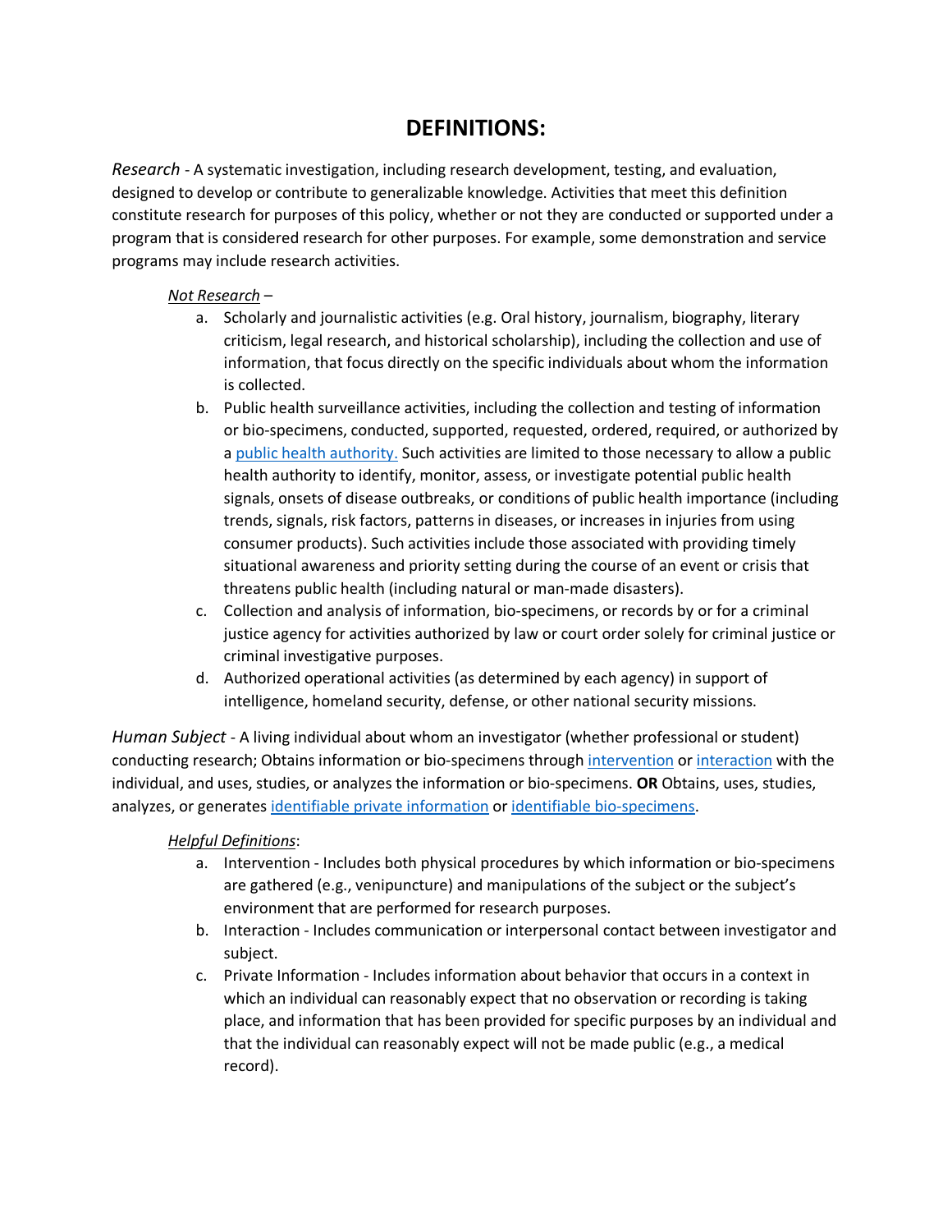# DEFINITIONS:

*Research* - A systematic investigation, including research development, testing, and evaluation, designed to develop or contribute to generalizable knowledge. Activities that meet this definition constitute research for purposes of this policy, whether or not they are conducted or supported under a program that is considered research for other purposes. For example, some demonstration and service programs may include research activities.

*Not Research* –

a. Scholarly and journalistic activities (e.g. Oral history, journalism, biography, literary criticism, legal research, and historical scholarship), including the collection and use of information, that focus directly on the specific individuals about whom the information is collected.
b. Public health surveillance activities, including the collection and testing of information or bio-specimens, conducted, supported, requested, ordered, required, or authorized by a public health authority. Such activities are limited to those necessary to allow a public health authority to identify, monitor, assess, or investigate potential public health signals, onsets of disease outbreaks, or conditions of public health importance (including trends, signals, risk factors, patterns in diseases, or increases in injuries from using consumer products). Such activities include those associated with providing timely situational awareness and priority setting during the course of an event or crisis that threatens public health (including natural or man-made disasters).
c. Collection and analysis of information, bio-specimens, or records by or for a criminal justice agency for activities authorized by law or court order solely for criminal justice or criminal investigative purposes.
d. Authorized operational activities (as determined by each agency) in support of intelligence, homeland security, defense, or other national security missions.

*Human Subject* - A living individual about whom an investigator (whether professional or student) conducting research; Obtains information or bio-specimens through intervention or interaction with the individual, and uses, studies, or analyzes the information or bio-specimens. **OR** Obtains, uses, studies, analyzes, or generates identifiable private information or identifiable bio-specimens.

*Helpful Definitions*:

a. Intervention - Includes both physical procedures by which information or bio-specimens are gathered (e.g., venipuncture) and manipulations of the subject or the subject's environment that are performed for research purposes.
b. Interaction - Includes communication or interpersonal contact between investigator and subject.
c. Private Information - Includes information about behavior that occurs in a context in which an individual can reasonably expect that no observation or recording is taking place, and information that has been provided for specific purposes by an individual and that the individual can reasonably expect will not be made public (e.g., a medical record).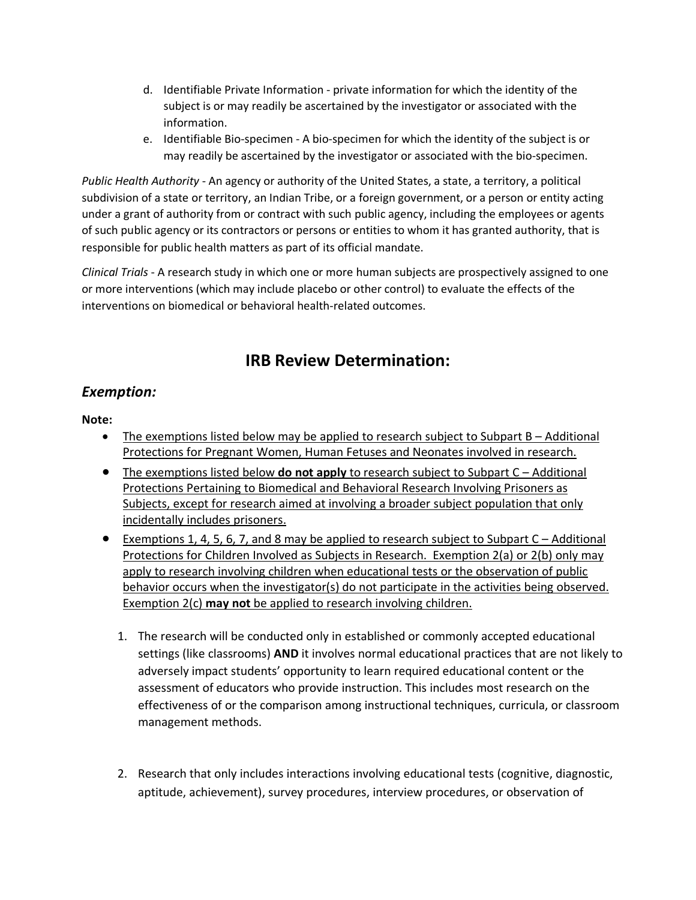d. Identifiable Private Information - private information for which the identity of the subject is or may readily be ascertained by the investigator or associated with the information.

e. Identifiable Bio-specimen - A bio-specimen for which the identity of the subject is or may readily be ascertained by the investigator or associated with the bio-specimen.

*Public Health Authority* - An agency or authority of the United States, a state, a territory, a political subdivision of a state or territory, an Indian Tribe, or a foreign government, or a person or entity acting under a grant of authority from or contract with such public agency, including the employees or agents of such public agency or its contractors or persons or entities to whom it has granted authority, that is responsible for public health matters as part of its official mandate.

*Clinical Trials* - A research study in which one or more human subjects are prospectively assigned to one or more interventions (which may include placebo or other control) to evaluate the effects of the interventions on biomedical or behavioral health-related outcomes.

# IRB Review Determination:

## *Exemption:*

**Note:**

- <u>The exemptions listed below may be applied to research subject to Subpart B – Additional Protections for Pregnant Women, Human Fetuses and Neonates involved in research.</u>
- <u>The exemptions listed below **do not apply** to research subject to Subpart C – Additional Protections Pertaining to Biomedical and Behavioral Research Involving Prisoners as Subjects, except for research aimed at involving a broader subject population that only incidentally includes prisoners.</u>
- <u>Exemptions 1, 4, 5, 6, 7, and 8 may be applied to research subject to Subpart C – Additional Protections for Children Involved as Subjects in Research. Exemption 2(a) or 2(b) only may apply to research involving children when educational tests or the observation of public behavior occurs when the investigator(s) do not participate in the activities being observed. Exemption 2(c) **may not** be applied to research involving children.</u>

1. The research will be conducted only in established or commonly accepted educational settings (like classrooms) **AND** it involves normal educational practices that are not likely to adversely impact students' opportunity to learn required educational content or the assessment of educators who provide instruction. This includes most research on the effectiveness of or the comparison among instructional techniques, curricula, or classroom management methods.

2. Research that only includes interactions involving educational tests (cognitive, diagnostic, aptitude, achievement), survey procedures, interview procedures, or observation of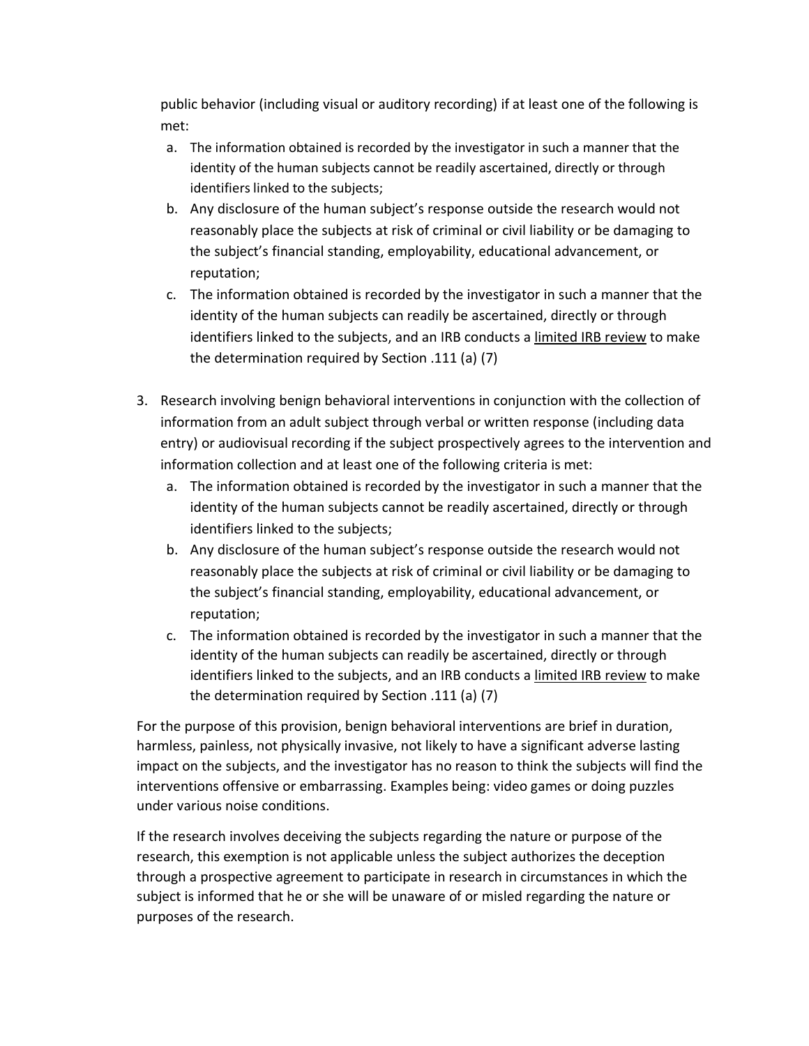public behavior (including visual or auditory recording) if at least one of the following is met:

   a. The information obtained is recorded by the investigator in such a manner that the identity of the human subjects cannot be readily ascertained, directly or through identifiers linked to the subjects;
   b. Any disclosure of the human subject's response outside the research would not reasonably place the subjects at risk of criminal or civil liability or be damaging to the subject's financial standing, employability, educational advancement, or reputation;
   c. The information obtained is recorded by the investigator in such a manner that the identity of the human subjects can readily be ascertained, directly or through identifiers linked to the subjects, and an IRB conducts a <u>limited IRB review</u> to make the determination required by Section .111 (a) (7)

3. Research involving benign behavioral interventions in conjunction with the collection of information from an adult subject through verbal or written response (including data entry) or audiovisual recording if the subject prospectively agrees to the intervention and information collection and at least one of the following criteria is met:
   a. The information obtained is recorded by the investigator in such a manner that the identity of the human subjects cannot be readily ascertained, directly or through identifiers linked to the subjects;
   b. Any disclosure of the human subject's response outside the research would not reasonably place the subjects at risk of criminal or civil liability or be damaging to the subject's financial standing, employability, educational advancement, or reputation;
   c. The information obtained is recorded by the investigator in such a manner that the identity of the human subjects can readily be ascertained, directly or through identifiers linked to the subjects, and an IRB conducts a <u>limited IRB review</u> to make the determination required by Section .111 (a) (7)

For the purpose of this provision, benign behavioral interventions are brief in duration, harmless, painless, not physically invasive, not likely to have a significant adverse lasting impact on the subjects, and the investigator has no reason to think the subjects will find the interventions offensive or embarrassing. Examples being: video games or doing puzzles under various noise conditions.

If the research involves deceiving the subjects regarding the nature or purpose of the research, this exemption is not applicable unless the subject authorizes the deception through a prospective agreement to participate in research in circumstances in which the subject is informed that he or she will be unaware of or misled regarding the nature or purposes of the research.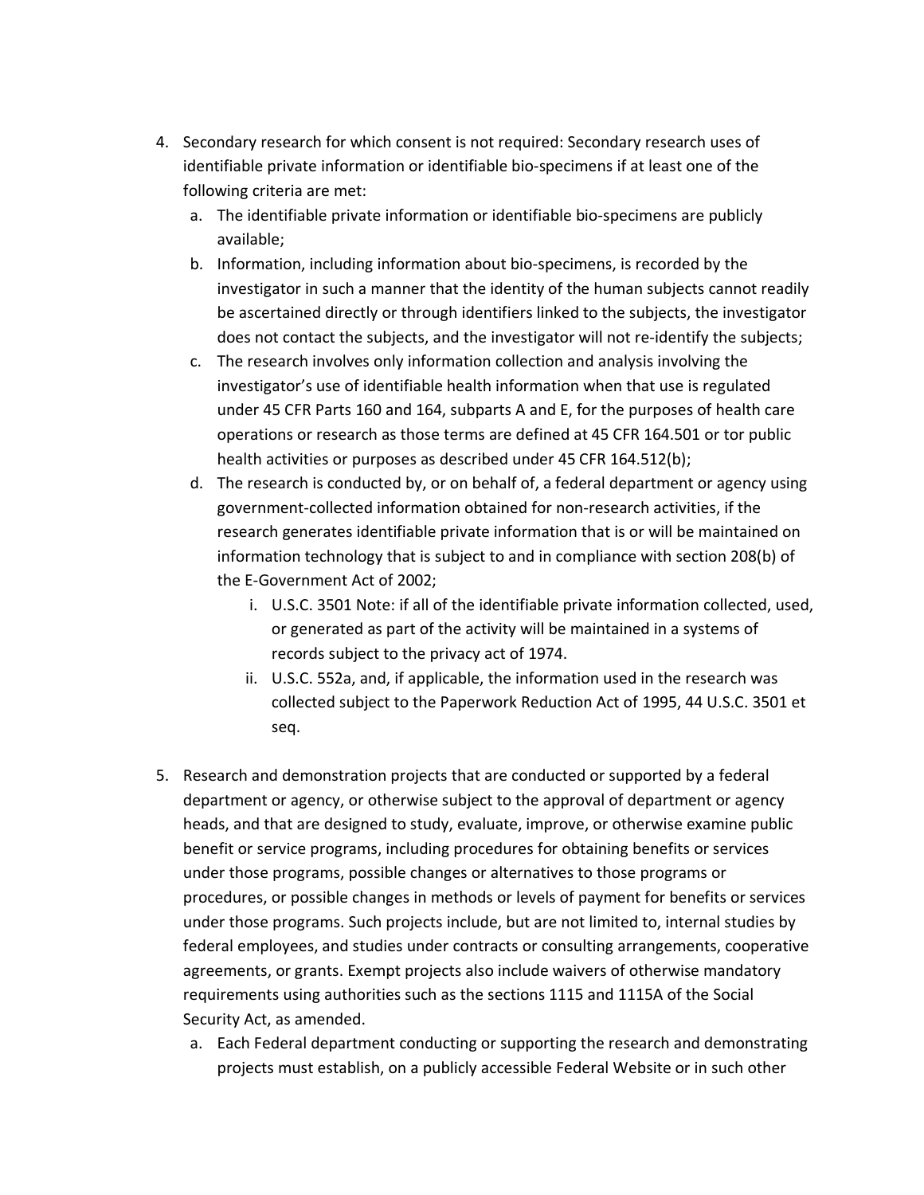4. Secondary research for which consent is not required: Secondary research uses of identifiable private information or identifiable bio-specimens if at least one of the following criteria are met:
   a. The identifiable private information or identifiable bio-specimens are publicly available;
   b. Information, including information about bio-specimens, is recorded by the investigator in such a manner that the identity of the human subjects cannot readily be ascertained directly or through identifiers linked to the subjects, the investigator does not contact the subjects, and the investigator will not re-identify the subjects;
   c. The research involves only information collection and analysis involving the investigator's use of identifiable health information when that use is regulated under 45 CFR Parts 160 and 164, subparts A and E, for the purposes of health care operations or research as those terms are defined at 45 CFR 164.501 or tor public health activities or purposes as described under 45 CFR 164.512(b);
   d. The research is conducted by, or on behalf of, a federal department or agency using government-collected information obtained for non-research activities, if the research generates identifiable private information that is or will be maintained on information technology that is subject to and in compliance with section 208(b) of the E-Government Act of 2002;
      i. U.S.C. 3501 Note: if all of the identifiable private information collected, used, or generated as part of the activity will be maintained in a systems of records subject to the privacy act of 1974.
      ii. U.S.C. 552a, and, if applicable, the information used in the research was collected subject to the Paperwork Reduction Act of 1995, 44 U.S.C. 3501 et seq.

5. Research and demonstration projects that are conducted or supported by a federal department or agency, or otherwise subject to the approval of department or agency heads, and that are designed to study, evaluate, improve, or otherwise examine public benefit or service programs, including procedures for obtaining benefits or services under those programs, possible changes or alternatives to those programs or procedures, or possible changes in methods or levels of payment for benefits or services under those programs. Such projects include, but are not limited to, internal studies by federal employees, and studies under contracts or consulting arrangements, cooperative agreements, or grants. Exempt projects also include waivers of otherwise mandatory requirements using authorities such as the sections 1115 and 1115A of the Social Security Act, as amended.
   a. Each Federal department conducting or supporting the research and demonstrating projects must establish, on a publicly accessible Federal Website or in such other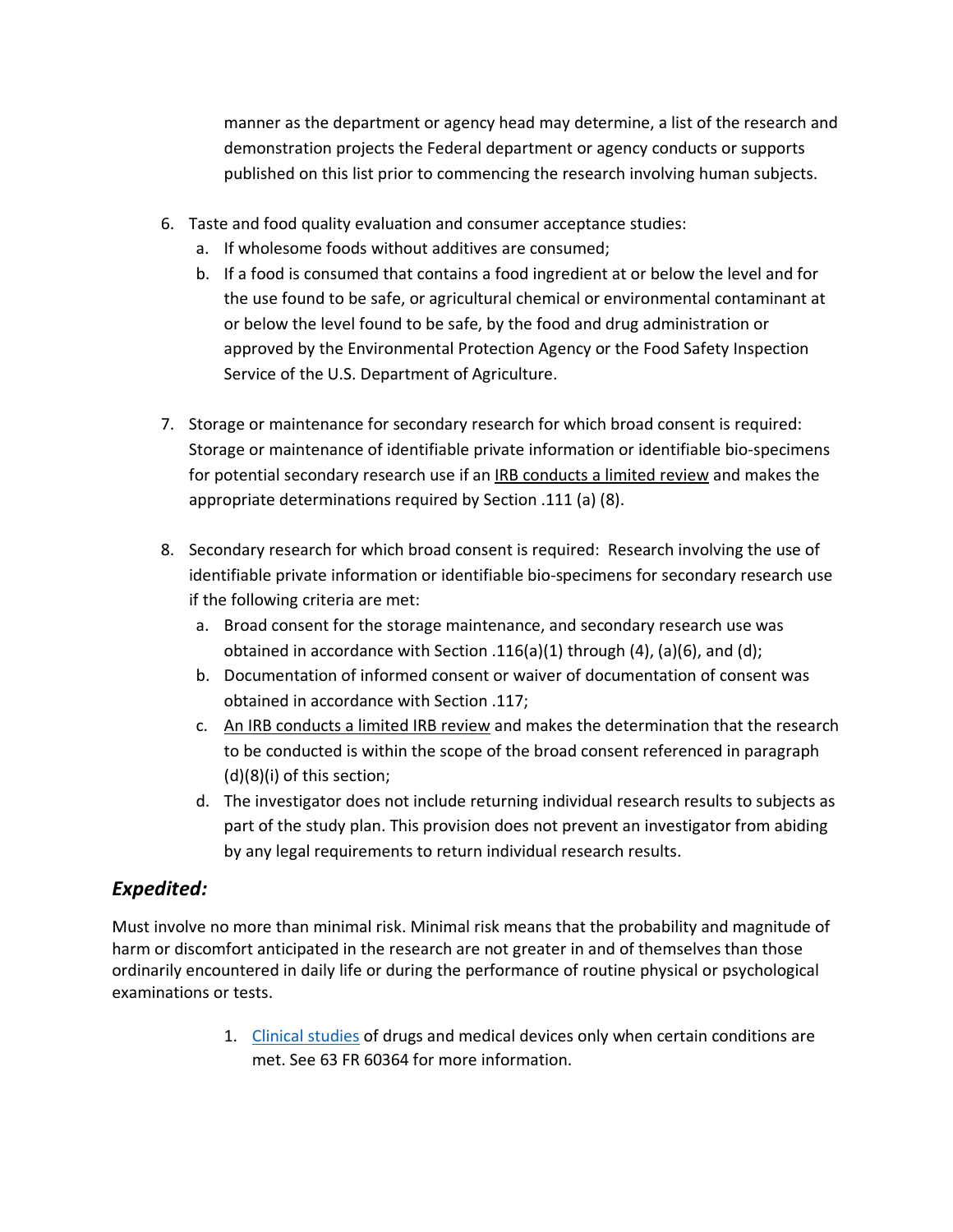manner as the department or agency head may determine, a list of the research and demonstration projects the Federal department or agency conducts or supports published on this list prior to commencing the research involving human subjects.

6. Taste and food quality evaluation and consumer acceptance studies:
   a. If wholesome foods without additives are consumed;
   b. If a food is consumed that contains a food ingredient at or below the level and for the use found to be safe, or agricultural chemical or environmental contaminant at or below the level found to be safe, by the food and drug administration or approved by the Environmental Protection Agency or the Food Safety Inspection Service of the U.S. Department of Agriculture.

7. Storage or maintenance for secondary research for which broad consent is required: Storage or maintenance of identifiable private information or identifiable bio-specimens for potential secondary research use if an IRB conducts a limited review and makes the appropriate determinations required by Section .111 (a) (8).

8. Secondary research for which broad consent is required: Research involving the use of identifiable private information or identifiable bio-specimens for secondary research use if the following criteria are met:
   a. Broad consent for the storage maintenance, and secondary research use was obtained in accordance with Section .116(a)(1) through (4), (a)(6), and (d);
   b. Documentation of informed consent or waiver of documentation of consent was obtained in accordance with Section .117;
   c. An IRB conducts a limited IRB review and makes the determination that the research to be conducted is within the scope of the broad consent referenced in paragraph (d)(8)(i) of this section;
   d. The investigator does not include returning individual research results to subjects as part of the study plan. This provision does not prevent an investigator from abiding by any legal requirements to return individual research results.

## *Expedited:*

Must involve no more than minimal risk. Minimal risk means that the probability and magnitude of harm or discomfort anticipated in the research are not greater in and of themselves than those ordinarily encountered in daily life or during the performance of routine physical or psychological examinations or tests.

1. Clinical studies of drugs and medical devices only when certain conditions are met. See 63 FR 60364 for more information.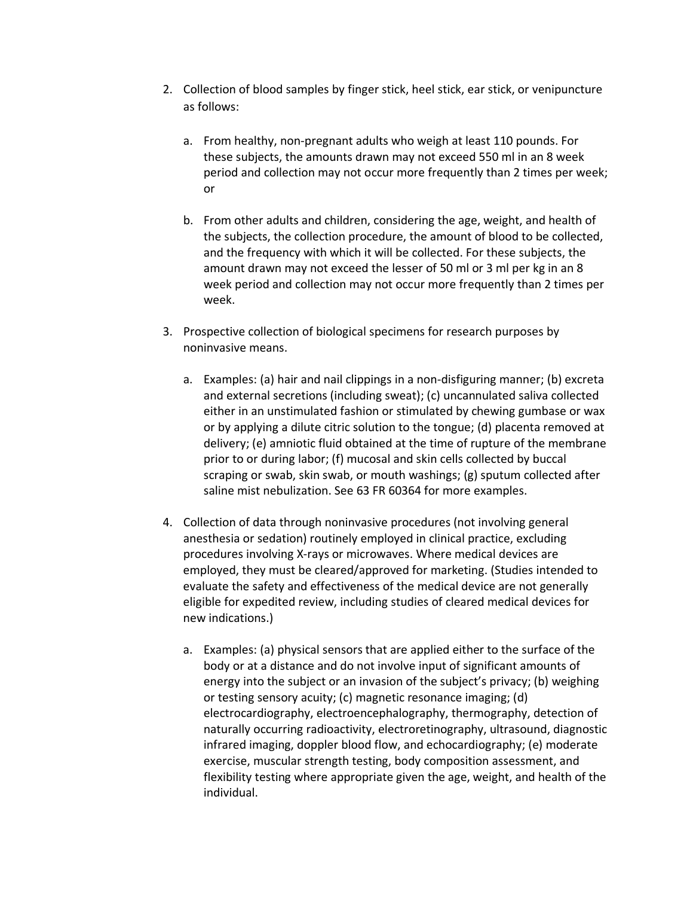2. Collection of blood samples by finger stick, heel stick, ear stick, or venipuncture as follows:

   a. From healthy, non-pregnant adults who weigh at least 110 pounds. For these subjects, the amounts drawn may not exceed 550 ml in an 8 week period and collection may not occur more frequently than 2 times per week; or

   b. From other adults and children, considering the age, weight, and health of the subjects, the collection procedure, the amount of blood to be collected, and the frequency with which it will be collected. For these subjects, the amount drawn may not exceed the lesser of 50 ml or 3 ml per kg in an 8 week period and collection may not occur more frequently than 2 times per week.

3. Prospective collection of biological specimens for research purposes by noninvasive means.

   a. Examples: (a) hair and nail clippings in a non-disfiguring manner; (b) excreta and external secretions (including sweat); (c) uncannulated saliva collected either in an unstimulated fashion or stimulated by chewing gumbase or wax or by applying a dilute citric solution to the tongue; (d) placenta removed at delivery; (e) amniotic fluid obtained at the time of rupture of the membrane prior to or during labor; (f) mucosal and skin cells collected by buccal scraping or swab, skin swab, or mouth washings; (g) sputum collected after saline mist nebulization. See 63 FR 60364 for more examples.

4. Collection of data through noninvasive procedures (not involving general anesthesia or sedation) routinely employed in clinical practice, excluding procedures involving X-rays or microwaves. Where medical devices are employed, they must be cleared/approved for marketing. (Studies intended to evaluate the safety and effectiveness of the medical device are not generally eligible for expedited review, including studies of cleared medical devices for new indications.)

   a. Examples: (a) physical sensors that are applied either to the surface of the body or at a distance and do not involve input of significant amounts of energy into the subject or an invasion of the subject's privacy; (b) weighing or testing sensory acuity; (c) magnetic resonance imaging; (d) electrocardiography, electroencephalography, thermography, detection of naturally occurring radioactivity, electroretinography, ultrasound, diagnostic infrared imaging, doppler blood flow, and echocardiography; (e) moderate exercise, muscular strength testing, body composition assessment, and flexibility testing where appropriate given the age, weight, and health of the individual.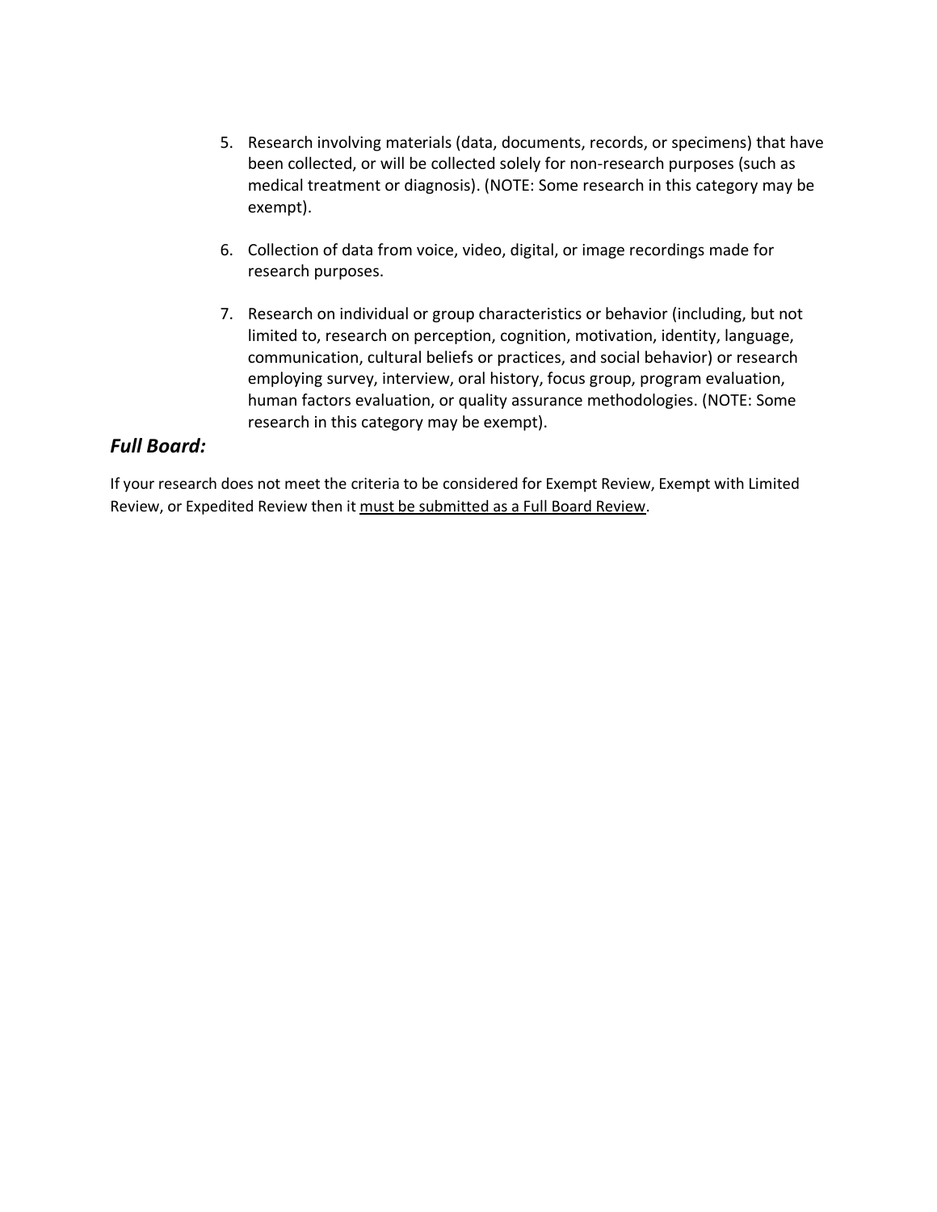5. Research involving materials (data, documents, records, or specimens) that have been collected, or will be collected solely for non-research purposes (such as medical treatment or diagnosis). (NOTE: Some research in this category may be exempt).

6. Collection of data from voice, video, digital, or image recordings made for research purposes.

7. Research on individual or group characteristics or behavior (including, but not limited to, research on perception, cognition, motivation, identity, language, communication, cultural beliefs or practices, and social behavior) or research employing survey, interview, oral history, focus group, program evaluation, human factors evaluation, or quality assurance methodologies. (NOTE: Some research in this category may be exempt).

### ***Full Board:***

If your research does not meet the criteria to be considered for Exempt Review, Exempt with Limited Review, or Expedited Review then it <u>must be submitted as a Full Board Review</u>.